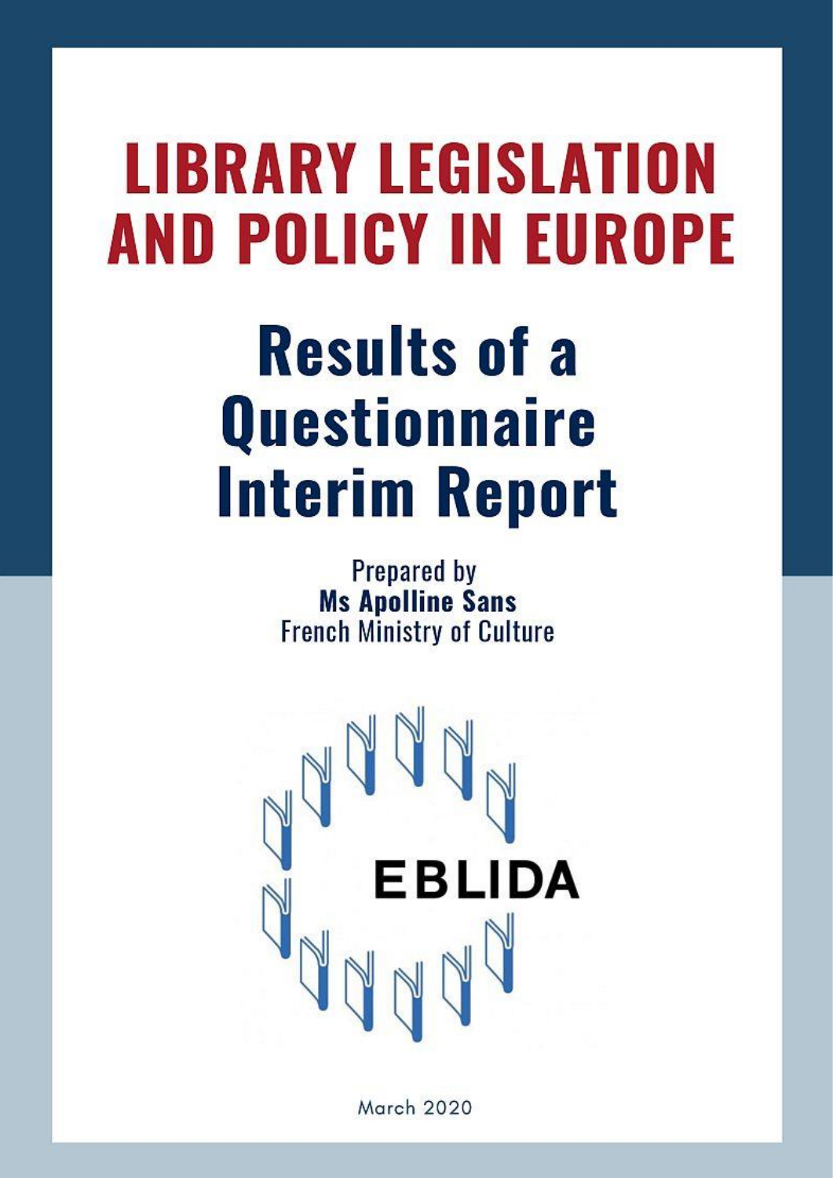# LIBRARY LEGISLATION AND POLICY IN EUROPE

## Results of a Questionnaire Interim Report

Prepared by
**Ms Apolline Sans**
French Ministry of Culture

EBLIDA

March 2020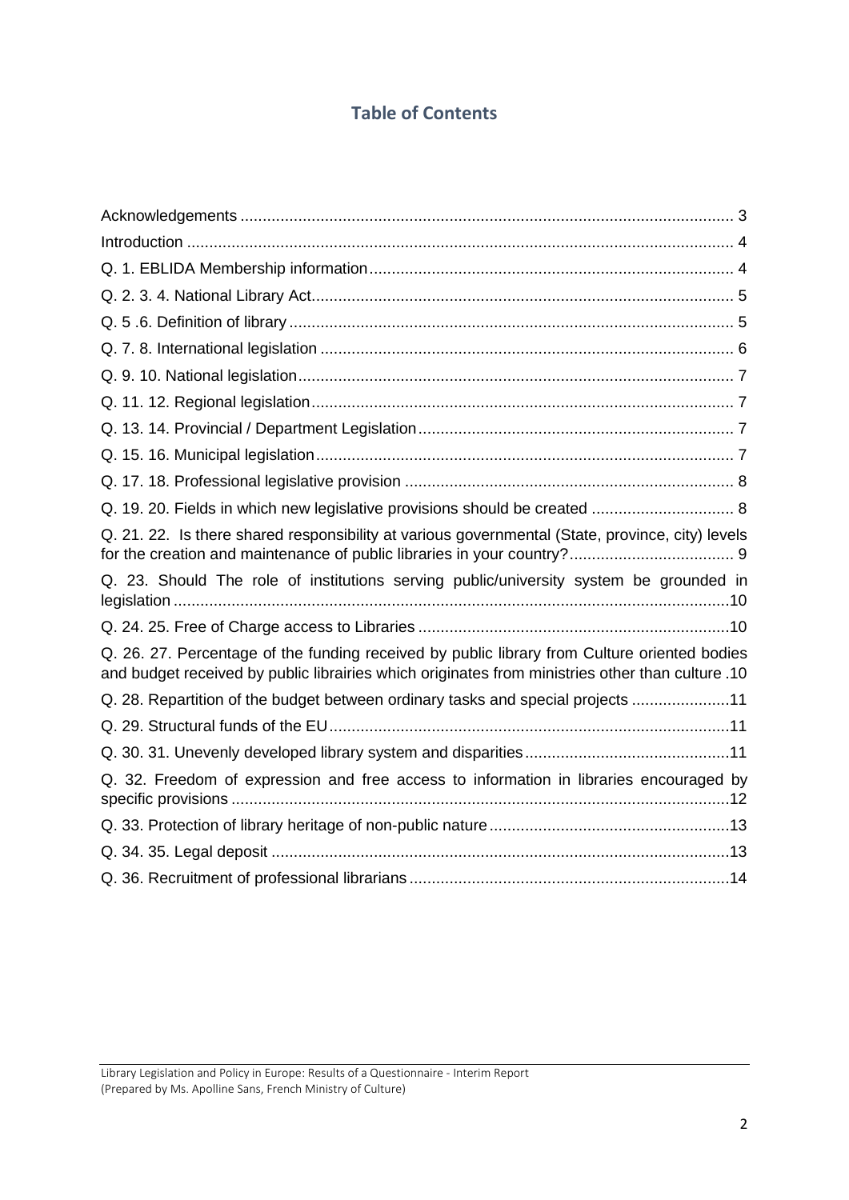## Table of Contents

Acknowledgements ........................................................................................................ 3

Introduction .................................................................................................................. 4

Q. 1. EBLIDA Membership information ........................................................................ 4

Q. 2. 3. 4. National Library Act ...................................................................................... 5

Q. 5 .6. Definition of library ......................................................................................... 5

Q. 7. 8. International legislation .................................................................................. 6

Q. 9. 10. National legislation ........................................................................................ 7

Q. 11. 12. Regional legislation ..................................................................................... 7

Q. 13. 14. Provincial / Department Legislation ........................................................... 7

Q. 15. 16. Municipal legislation .................................................................................... 7

Q. 17. 18. Professional legislative provision ................................................................ 8

Q. 19. 20. Fields in which new legislative provisions should be created ..................... 8

Q. 21. 22. Is there shared responsibility at various governmental (State, province, city) levels for the creation and maintenance of public libraries in your country? ..................................... 9

Q. 23. Should The role of institutions serving public/university system be grounded in legislation ..................................................................................................................... 10

Q. 24. 25. Free of Charge access to Libraries ............................................................ 10

Q. 26. 27. Percentage of the funding received by public library from Culture oriented bodies and budget received by public librairies which originates from ministries other than culture .10

Q. 28. Repartition of the budget between ordinary tasks and special projects ...................... 11

Q. 29. Structural funds of the EU .................................................................................. 11

Q. 30. 31. Unevenly developed library system and disparities ..................................... 11

Q. 32. Freedom of expression and free access to information in libraries encouraged by specific provisions ........................................................................................................ 12

Q. 33. Protection of library heritage of non-public nature ............................................... 13

Q. 34. 35. Legal deposit ............................................................................................. 13

Q. 36. Recruitment of professional librarians ............................................................... 14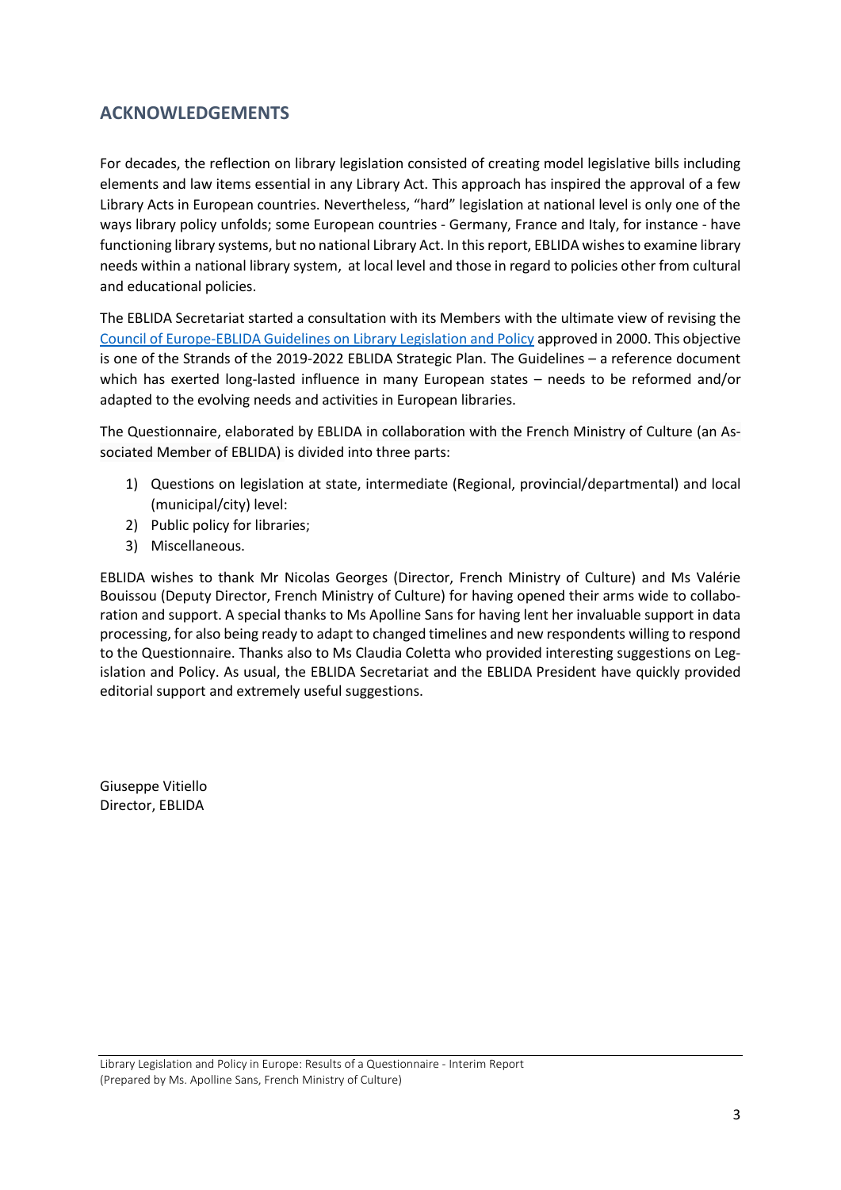## ACKNOWLEDGEMENTS

For decades, the reflection on library legislation consisted of creating model legislative bills including elements and law items essential in any Library Act. This approach has inspired the approval of a few Library Acts in European countries. Nevertheless, "hard" legislation at national level is only one of the ways library policy unfolds; some European countries - Germany, France and Italy, for instance - have functioning library systems, but no national Library Act. In this report, EBLIDA wishes to examine library needs within a national library system, at local level and those in regard to policies other from cultural and educational policies.

The EBLIDA Secretariat started a consultation with its Members with the ultimate view of revising the Council of Europe-EBLIDA Guidelines on Library Legislation and Policy approved in 2000. This objective is one of the Strands of the 2019-2022 EBLIDA Strategic Plan. The Guidelines – a reference document which has exerted long-lasted influence in many European states – needs to be reformed and/or adapted to the evolving needs and activities in European libraries.

The Questionnaire, elaborated by EBLIDA in collaboration with the French Ministry of Culture (an Associated Member of EBLIDA) is divided into three parts:

1) Questions on legislation at state, intermediate (Regional, provincial/departmental) and local (municipal/city) level:
2) Public policy for libraries;
3) Miscellaneous.

EBLIDA wishes to thank Mr Nicolas Georges (Director, French Ministry of Culture) and Ms Valérie Bouissou (Deputy Director, French Ministry of Culture) for having opened their arms wide to collaboration and support. A special thanks to Ms Apolline Sans for having lent her invaluable support in data processing, for also being ready to adapt to changed timelines and new respondents willing to respond to the Questionnaire. Thanks also to Ms Claudia Coletta who provided interesting suggestions on Legislation and Policy. As usual, the EBLIDA Secretariat and the EBLIDA President have quickly provided editorial support and extremely useful suggestions.

Giuseppe Vitiello
Director, EBLIDA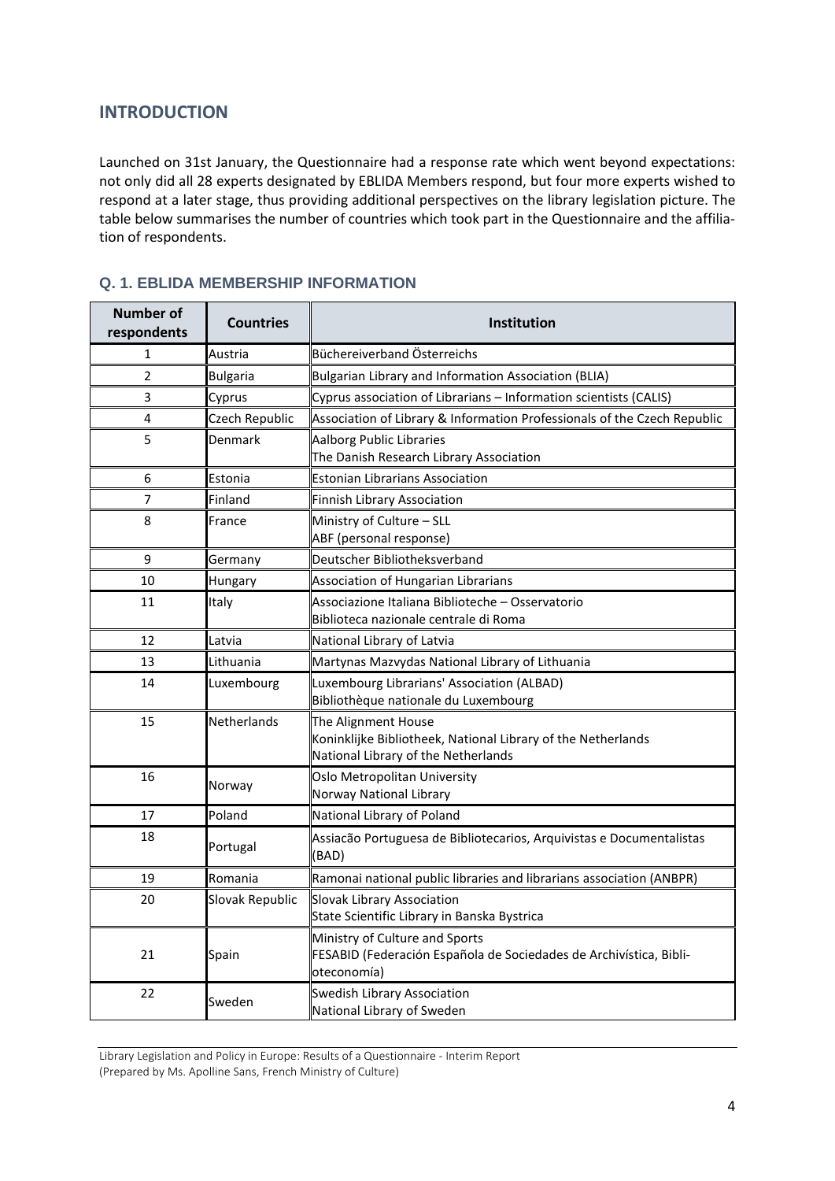## INTRODUCTION

Launched on 31st January, the Questionnaire had a response rate which went beyond expectations: not only did all 28 experts designated by EBLIDA Members respond, but four more experts wished to respond at a later stage, thus providing additional perspectives on the library legislation picture. The table below summarises the number of countries which took part in the Questionnaire and the affiliation of respondents.

### Q. 1. EBLIDA MEMBERSHIP INFORMATION

| Number of respondents | Countries | Institution |
|---|---|---|
| 1 | Austria | Büchereiverband Österreichs |
| 2 | Bulgaria | Bulgarian Library and Information Association (BLIA) |
| 3 | Cyprus | Cyprus association of Librarians – Information scientists (CALIS) |
| 4 | Czech Republic | Association of Library & Information Professionals of the Czech Republic |
| 5 | Denmark | Aalborg Public Libraries<br>The Danish Research Library Association |
| 6 | Estonia | Estonian Librarians Association |
| 7 | Finland | Finnish Library Association |
| 8 | France | Ministry of Culture – SLL<br>ABF (personal response) |
| 9 | Germany | Deutscher Bibliotheksverband |
| 10 | Hungary | Association of Hungarian Librarians |
| 11 | Italy | Associazione Italiana Biblioteche – Osservatorio<br>Biblioteca nazionale centrale di Roma |
| 12 | Latvia | National Library of Latvia |
| 13 | Lithuania | Martynas Mazvydas National Library of Lithuania |
| 14 | Luxembourg | Luxembourg Librarians' Association (ALBAD)<br>Bibliothèque nationale du Luxembourg |
| 15 | Netherlands | The Alignment House<br>Koninklijke Bibliotheek, National Library of the Netherlands<br>National Library of the Netherlands |
| 16 | Norway | Oslo Metropolitan University<br>Norway National Library |
| 17 | Poland | National Library of Poland |
| 18 | Portugal | Assiacão Portuguesa de Bibliotecarios, Arquivistas e Documentalistas (BAD) |
| 19 | Romania | Ramonai national public libraries and librarians association (ANBPR) |
| 20 | Slovak Republic | Slovak Library Association<br>State Scientific Library in Banska Bystrica |
| 21 | Spain | Ministry of Culture and Sports<br>FESABID (Federación Española de Sociedades de Archivística, Biblioteconomía) |
| 22 | Sweden | Swedish Library Association<br>National Library of Sweden |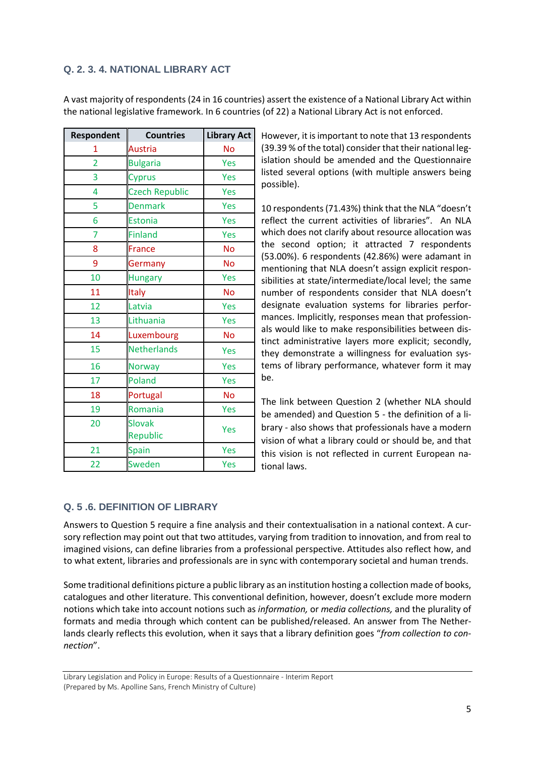## Q. 2. 3. 4. NATIONAL LIBRARY ACT

A vast majority of respondents (24 in 16 countries) assert the existence of a National Library Act within the national legislative framework. In 6 countries (of 22) a National Library Act is not enforced.

| Respondent | Countries | Library Act |
|---|---|---|
| 1 | Austria | No |
| 2 | Bulgaria | Yes |
| 3 | Cyprus | Yes |
| 4 | Czech Republic | Yes |
| 5 | Denmark | Yes |
| 6 | Estonia | Yes |
| 7 | Finland | Yes |
| 8 | France | No |
| 9 | Germany | No |
| 10 | Hungary | Yes |
| 11 | Italy | No |
| 12 | Latvia | Yes |
| 13 | Lithuania | Yes |
| 14 | Luxembourg | No |
| 15 | Netherlands | Yes |
| 16 | Norway | Yes |
| 17 | Poland | Yes |
| 18 | Portugal | No |
| 19 | Romania | Yes |
| 20 | Slovak Republic | Yes |
| 21 | Spain | Yes |
| 22 | Sweden | Yes |

However, it is important to note that 13 respondents (39.39 % of the total) consider that their national legislation should be amended and the Questionnaire listed several options (with multiple answers being possible).

10 respondents (71.43%) think that the NLA "doesn't reflect the current activities of libraries". An NLA which does not clarify about resource allocation was the second option; it attracted 7 respondents (53.00%). 6 respondents (42.86%) were adamant in mentioning that NLA doesn't assign explicit responsibilities at state/intermediate/local level; the same number of respondents consider that NLA doesn't designate evaluation systems for libraries performances. Implicitly, responses mean that professionals would like to make responsibilities between distinct administrative layers more explicit; secondly, they demonstrate a willingness for evaluation systems of library performance, whatever form it may be.

The link between Question 2 (whether NLA should be amended) and Question 5 - the definition of a library - also shows that professionals have a modern vision of what a library could or should be, and that this vision is not reflected in current European national laws.

## Q. 5 .6. DEFINITION OF LIBRARY

Answers to Question 5 require a fine analysis and their contextualisation in a national context. A cursory reflection may point out that two attitudes, varying from tradition to innovation, and from real to imagined visions, can define libraries from a professional perspective. Attitudes also reflect how, and to what extent, libraries and professionals are in sync with contemporary societal and human trends.

Some traditional definitions picture a public library as an institution hosting a collection made of books, catalogues and other literature. This conventional definition, however, doesn't exclude more modern notions which take into account notions such as *information,* or *media collections,* and the plurality of formats and media through which content can be published/released. An answer from The Netherlands clearly reflects this evolution, when it says that a library definition goes "*from collection to connection*".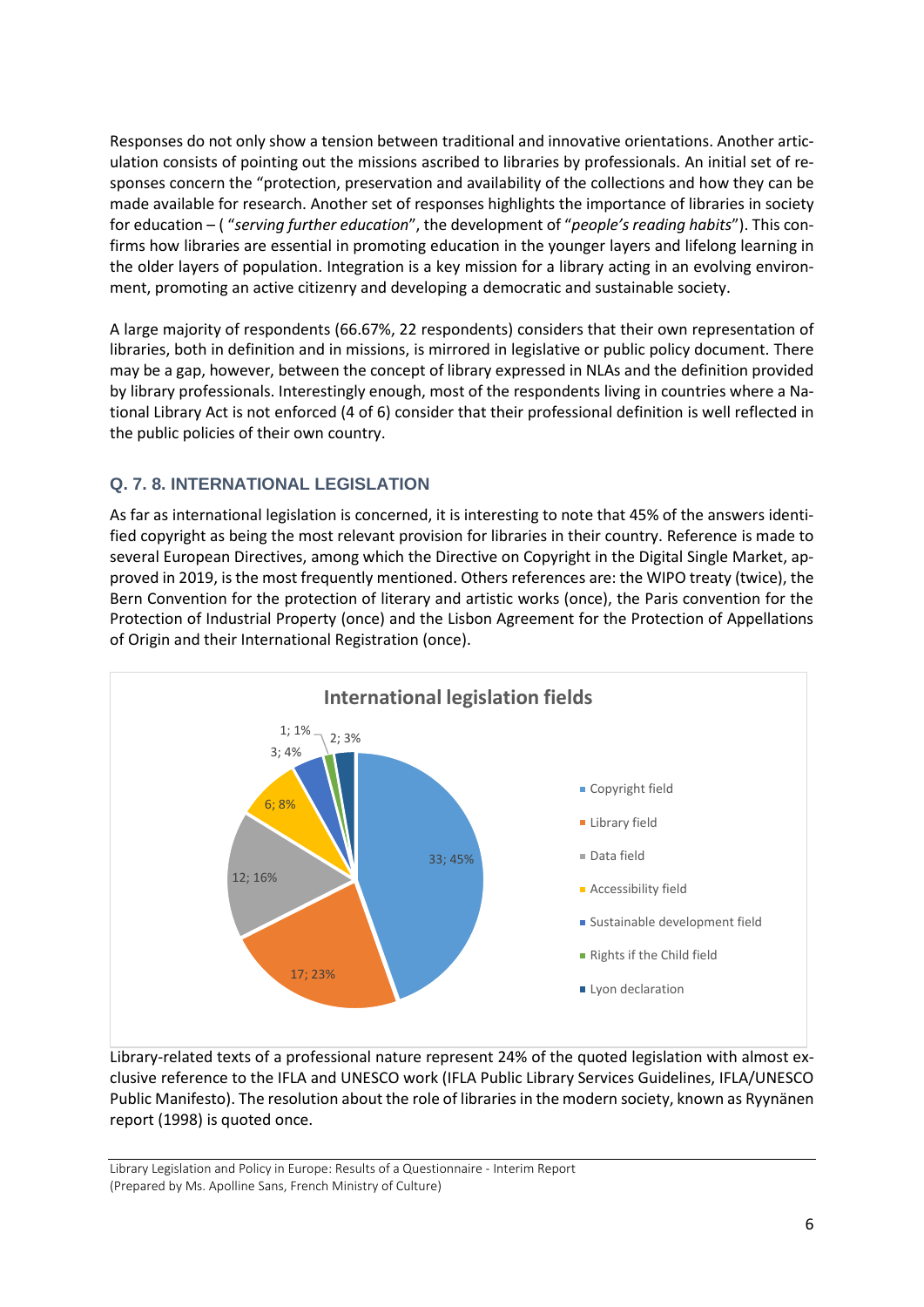Responses do not only show a tension between traditional and innovative orientations. Another articulation consists of pointing out the missions ascribed to libraries by professionals. An initial set of responses concern the "protection, preservation and availability of the collections and how they can be made available for research. Another set of responses highlights the importance of libraries in society for education – ( "*serving further education*", the development of "*people's reading habits*"). This confirms how libraries are essential in promoting education in the younger layers and lifelong learning in the older layers of population. Integration is a key mission for a library acting in an evolving environment, promoting an active citizenry and developing a democratic and sustainable society.

A large majority of respondents (66.67%, 22 respondents) considers that their own representation of libraries, both in definition and in missions, is mirrored in legislative or public policy document. There may be a gap, however, between the concept of library expressed in NLAs and the definition provided by library professionals. Interestingly enough, most of the respondents living in countries where a National Library Act is not enforced (4 of 6) consider that their professional definition is well reflected in the public policies of their own country.

### Q. 7. 8. INTERNATIONAL LEGISLATION

As far as international legislation is concerned, it is interesting to note that 45% of the answers identified copyright as being the most relevant provision for libraries in their country. Reference is made to several European Directives, among which the Directive on Copyright in the Digital Single Market, approved in 2019, is the most frequently mentioned. Others references are: the WIPO treaty (twice), the Bern Convention for the protection of literary and artistic works (once), the Paris convention for the Protection of Industrial Property (once) and the Lisbon Agreement for the Protection of Appellations of Origin and their International Registration (once).

**International legislation fields**

| Field | Value |
| --- | --- |
| Copyright field | 33; 45% |
| Library field | 17; 23% |
| Data field | 12; 16% |
| Accessibility field | 6; 8% |
| Sustainable development field | 3; 4% |
| Rights if the Child field | 1; 1% |
| Lyon declaration | 2; 3% |

Library-related texts of a professional nature represent 24% of the quoted legislation with almost exclusive reference to the IFLA and UNESCO work (IFLA Public Library Services Guidelines, IFLA/UNESCO Public Manifesto). The resolution about the role of libraries in the modern society, known as Ryynänen report (1998) is quoted once.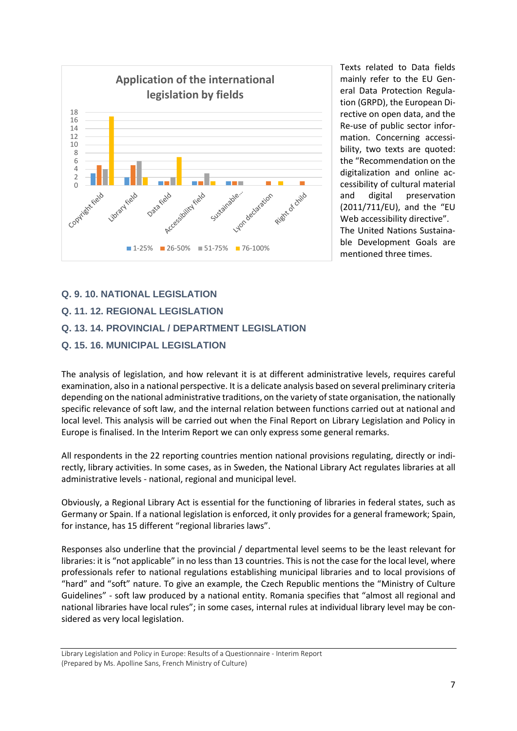Texts related to Data fields mainly refer to the EU General Data Protection Regulation (GRPD), the European Directive on open data, and the Re-use of public sector information. Concerning accessibility, two texts are quoted: the "Recommendation on the digitalization and online accessibility of cultural material and digital preservation (2011/711/EU), and the "EU Web accessibility directive". The United Nations Sustainable Development Goals are mentioned three times.

### Q. 9. 10. NATIONAL LEGISLATION

### Q. 11. 12. REGIONAL LEGISLATION

### Q. 13. 14. PROVINCIAL / DEPARTMENT LEGISLATION

### Q. 15. 16. MUNICIPAL LEGISLATION

The analysis of legislation, and how relevant it is at different administrative levels, requires careful examination, also in a national perspective. It is a delicate analysis based on several preliminary criteria depending on the national administrative traditions, on the variety of state organisation, the nationally specific relevance of soft law, and the internal relation between functions carried out at national and local level. This analysis will be carried out when the Final Report on Library Legislation and Policy in Europe is finalised. In the Interim Report we can only express some general remarks.

All respondents in the 22 reporting countries mention national provisions regulating, directly or indirectly, library activities. In some cases, as in Sweden, the National Library Act regulates libraries at all administrative levels - national, regional and municipal level.

Obviously, a Regional Library Act is essential for the functioning of libraries in federal states, such as Germany or Spain. If a national legislation is enforced, it only provides for a general framework; Spain, for instance, has 15 different "regional libraries laws".

Responses also underline that the provincial / departmental level seems to be the least relevant for libraries: it is "not applicable" in no less than 13 countries. This is not the case for the local level, where professionals refer to national regulations establishing municipal libraries and to local provisions of "hard" and "soft" nature. To give an example, the Czech Republic mentions the "Ministry of Culture Guidelines" - soft law produced by a national entity. Romania specifies that "almost all regional and national libraries have local rules"; in some cases, internal rules at individual library level may be considered as very local legislation.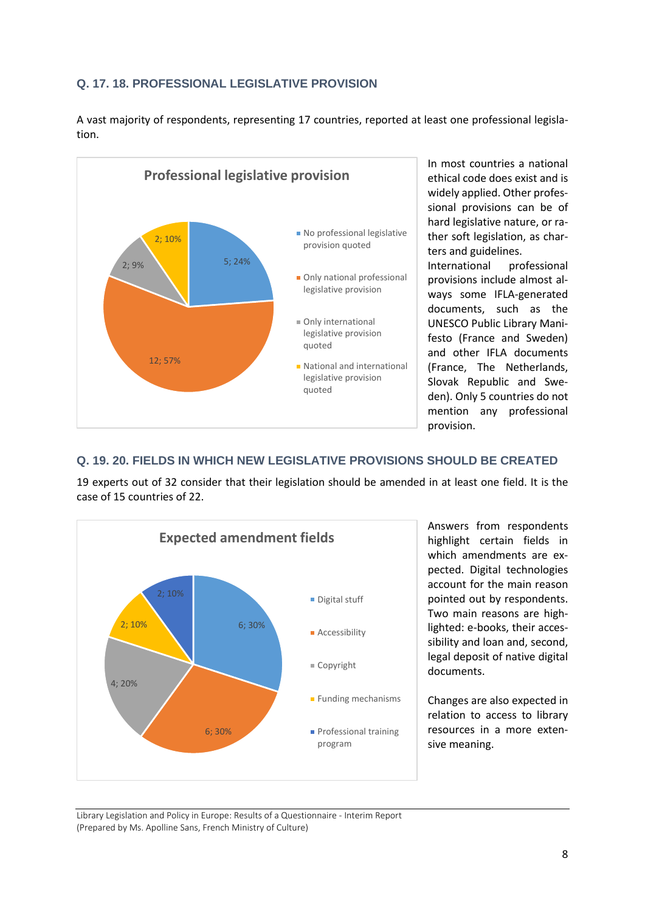### Q. 17. 18. PROFESSIONAL LEGISLATIVE PROVISION

A vast majority of respondents, representing 17 countries, reported at least one professional legislation.

**Professional legislative provision**

- No professional legislative provision quoted: 5; 24%
- Only national professional legislative provision: 12; 57%
- Only international legislative provision quoted: 2; 9%
- National and international legislative provision quoted: 2; 10%

In most countries a national ethical code does exist and is widely applied. Other professional provisions can be of hard legislative nature, or rather soft legislation, as charters and guidelines.
International professional provisions include almost always some IFLA-generated documents, such as the UNESCO Public Library Manifesto (France and Sweden) and other IFLA documents (France, The Netherlands, Slovak Republic and Sweden). Only 5 countries do not mention any professional provision.

### Q. 19. 20. FIELDS IN WHICH NEW LEGISLATIVE PROVISIONS SHOULD BE CREATED

19 experts out of 32 consider that their legislation should be amended in at least one field. It is the case of 15 countries of 22.

**Expected amendment fields**

- Digital stuff: 6; 30%
- Accessibility: 6; 30%
- Copyright: 4; 20%
- Funding mechanisms: 2; 10%
- Professional training program: 2; 10%

Answers from respondents highlight certain fields in which amendments are expected. Digital technologies account for the main reason pointed out by respondents. Two main reasons are highlighted: e-books, their accessibility and loan and, second, legal deposit of native digital documents.

Changes are also expected in relation to access to library resources in a more extensive meaning.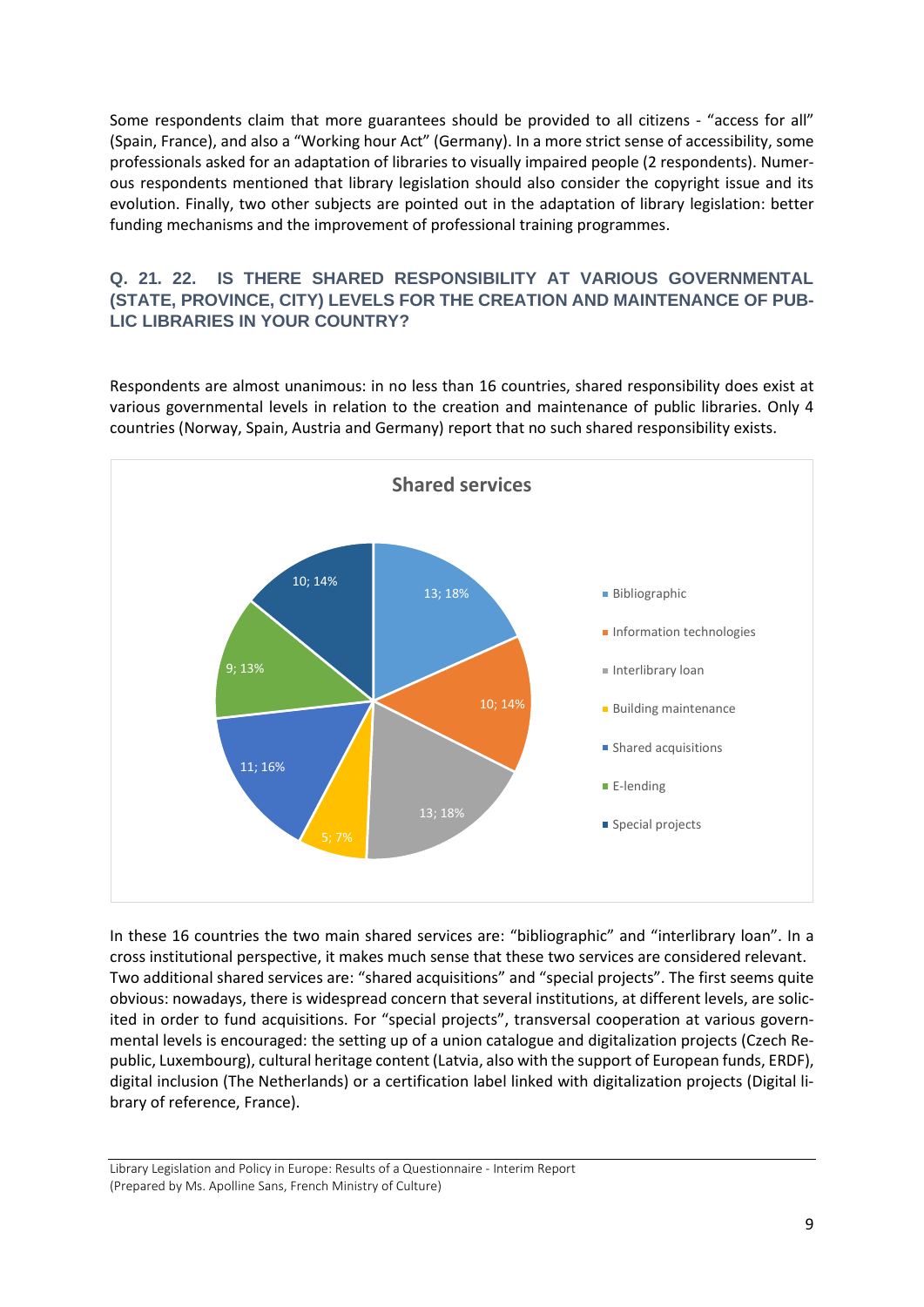Some respondents claim that more guarantees should be provided to all citizens - "access for all" (Spain, France), and also a "Working hour Act" (Germany). In a more strict sense of accessibility, some professionals asked for an adaptation of libraries to visually impaired people (2 respondents). Numerous respondents mentioned that library legislation should also consider the copyright issue and its evolution. Finally, two other subjects are pointed out in the adaptation of library legislation: better funding mechanisms and the improvement of professional training programmes.

### Q. 21. 22. IS THERE SHARED RESPONSIBILITY AT VARIOUS GOVERNMENTAL (STATE, PROVINCE, CITY) LEVELS FOR THE CREATION AND MAINTENANCE OF PUBLIC LIBRARIES IN YOUR COUNTRY?

Respondents are almost unanimous: in no less than 16 countries, shared responsibility does exist at various governmental levels in relation to the creation and maintenance of public libraries. Only 4 countries (Norway, Spain, Austria and Germany) report that no such shared responsibility exists.

**Shared services**

| Service | Count; % |
|---|---|
| Bibliographic | 13; 18% |
| Information technologies | 10; 14% |
| Interlibrary loan | 13; 18% |
| Building maintenance | 5; 7% |
| Shared acquisitions | 11; 16% |
| E-lending | 9; 13% |
| Special projects | 10; 14% |

In these 16 countries the two main shared services are: "bibliographic" and "interlibrary loan". In a cross institutional perspective, it makes much sense that these two services are considered relevant. Two additional shared services are: "shared acquisitions" and "special projects". The first seems quite obvious: nowadays, there is widespread concern that several institutions, at different levels, are solicited in order to fund acquisitions. For "special projects", transversal cooperation at various governmental levels is encouraged: the setting up of a union catalogue and digitalization projects (Czech Republic, Luxembourg), cultural heritage content (Latvia, also with the support of European funds, ERDF), digital inclusion (The Netherlands) or a certification label linked with digitalization projects (Digital library of reference, France).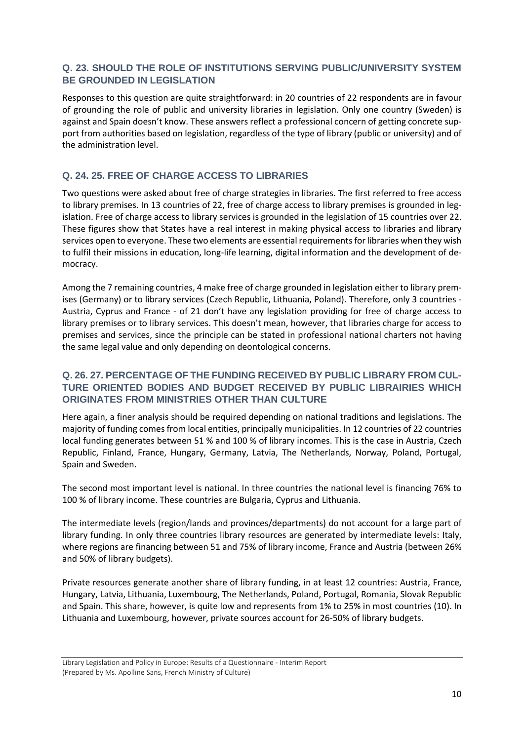### Q. 23. SHOULD THE ROLE OF INSTITUTIONS SERVING PUBLIC/UNIVERSITY SYSTEM BE GROUNDED IN LEGISLATION

Responses to this question are quite straightforward: in 20 countries of 22 respondents are in favour of grounding the role of public and university libraries in legislation. Only one country (Sweden) is against and Spain doesn't know. These answers reflect a professional concern of getting concrete support from authorities based on legislation, regardless of the type of library (public or university) and of the administration level.

### Q. 24. 25. FREE OF CHARGE ACCESS TO LIBRARIES

Two questions were asked about free of charge strategies in libraries. The first referred to free access to library premises. In 13 countries of 22, free of charge access to library premises is grounded in legislation. Free of charge access to library services is grounded in the legislation of 15 countries over 22. These figures show that States have a real interest in making physical access to libraries and library services open to everyone. These two elements are essential requirements for libraries when they wish to fulfil their missions in education, long-life learning, digital information and the development of democracy.

Among the 7 remaining countries, 4 make free of charge grounded in legislation either to library premises (Germany) or to library services (Czech Republic, Lithuania, Poland). Therefore, only 3 countries - Austria, Cyprus and France - of 21 don't have any legislation providing for free of charge access to library premises or to library services. This doesn't mean, however, that libraries charge for access to premises and services, since the principle can be stated in professional national charters not having the same legal value and only depending on deontological concerns.

### Q. 26. 27. PERCENTAGE OF THE FUNDING RECEIVED BY PUBLIC LIBRARY FROM CULTURE ORIENTED BODIES AND BUDGET RECEIVED BY PUBLIC LIBRAIRIES WHICH ORIGINATES FROM MINISTRIES OTHER THAN CULTURE

Here again, a finer analysis should be required depending on national traditions and legislations. The majority of funding comes from local entities, principally municipalities. In 12 countries of 22 countries local funding generates between 51 % and 100 % of library incomes. This is the case in Austria, Czech Republic, Finland, France, Hungary, Germany, Latvia, The Netherlands, Norway, Poland, Portugal, Spain and Sweden.

The second most important level is national. In three countries the national level is financing 76% to 100 % of library income. These countries are Bulgaria, Cyprus and Lithuania.

The intermediate levels (region/lands and provinces/departments) do not account for a large part of library funding. In only three countries library resources are generated by intermediate levels: Italy, where regions are financing between 51 and 75% of library income, France and Austria (between 26% and 50% of library budgets).

Private resources generate another share of library funding, in at least 12 countries: Austria, France, Hungary, Latvia, Lithuania, Luxembourg, The Netherlands, Poland, Portugal, Romania, Slovak Republic and Spain. This share, however, is quite low and represents from 1% to 25% in most countries (10). In Lithuania and Luxembourg, however, private sources account for 26-50% of library budgets.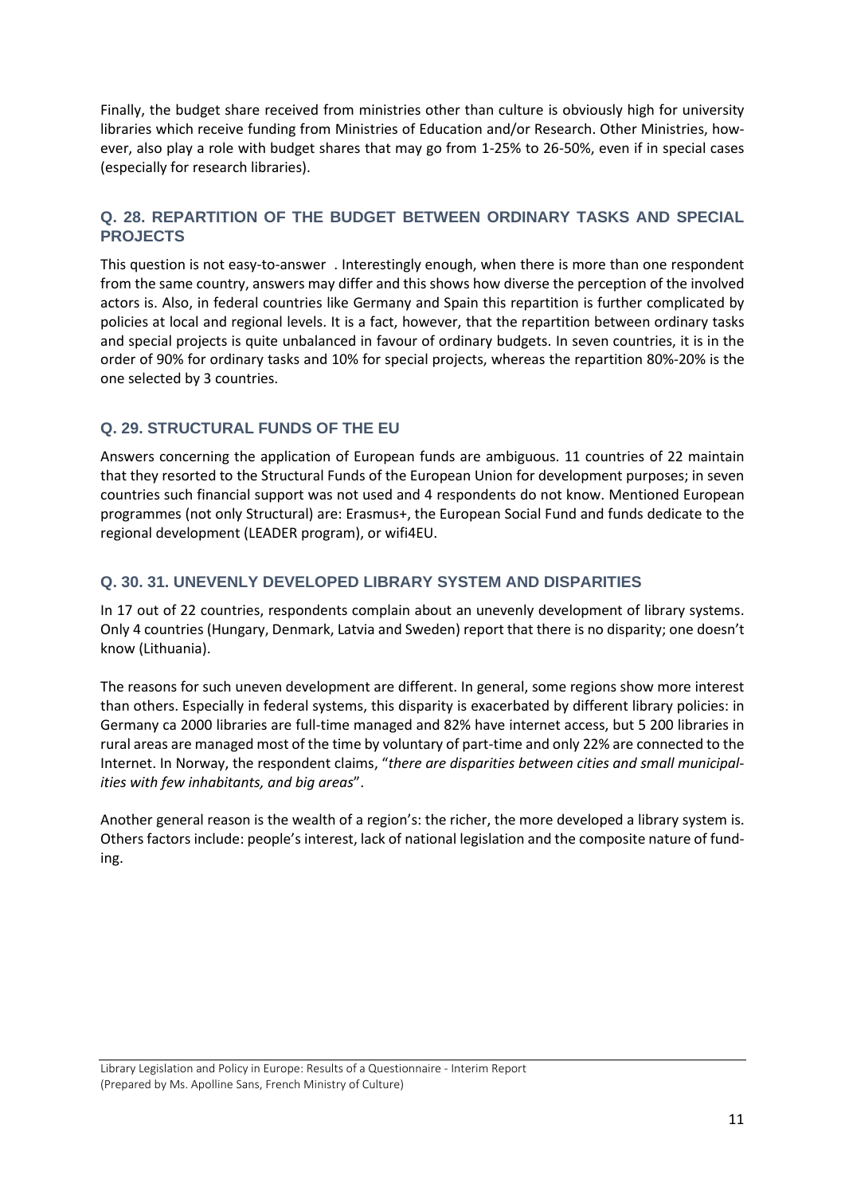Finally, the budget share received from ministries other than culture is obviously high for university libraries which receive funding from Ministries of Education and/or Research. Other Ministries, however, also play a role with budget shares that may go from 1-25% to 26-50%, even if in special cases (especially for research libraries).

### Q. 28. REPARTITION OF THE BUDGET BETWEEN ORDINARY TASKS AND SPECIAL PROJECTS

This question is not easy-to-answer . Interestingly enough, when there is more than one respondent from the same country, answers may differ and this shows how diverse the perception of the involved actors is. Also, in federal countries like Germany and Spain this repartition is further complicated by policies at local and regional levels. It is a fact, however, that the repartition between ordinary tasks and special projects is quite unbalanced in favour of ordinary budgets. In seven countries, it is in the order of 90% for ordinary tasks and 10% for special projects, whereas the repartition 80%-20% is the one selected by 3 countries.

### Q. 29. STRUCTURAL FUNDS OF THE EU

Answers concerning the application of European funds are ambiguous. 11 countries of 22 maintain that they resorted to the Structural Funds of the European Union for development purposes; in seven countries such financial support was not used and 4 respondents do not know. Mentioned European programmes (not only Structural) are: Erasmus+, the European Social Fund and funds dedicate to the regional development (LEADER program), or wifi4EU.

### Q. 30. 31. UNEVENLY DEVELOPED LIBRARY SYSTEM AND DISPARITIES

In 17 out of 22 countries, respondents complain about an unevenly development of library systems. Only 4 countries (Hungary, Denmark, Latvia and Sweden) report that there is no disparity; one doesn't know (Lithuania).

The reasons for such uneven development are different. In general, some regions show more interest than others. Especially in federal systems, this disparity is exacerbated by different library policies: in Germany ca 2000 libraries are full-time managed and 82% have internet access, but 5 200 libraries in rural areas are managed most of the time by voluntary of part-time and only 22% are connected to the Internet. In Norway, the respondent claims, "*there are disparities between cities and small municipalities with few inhabitants, and big areas*".

Another general reason is the wealth of a region's: the richer, the more developed a library system is. Others factors include: people's interest, lack of national legislation and the composite nature of funding.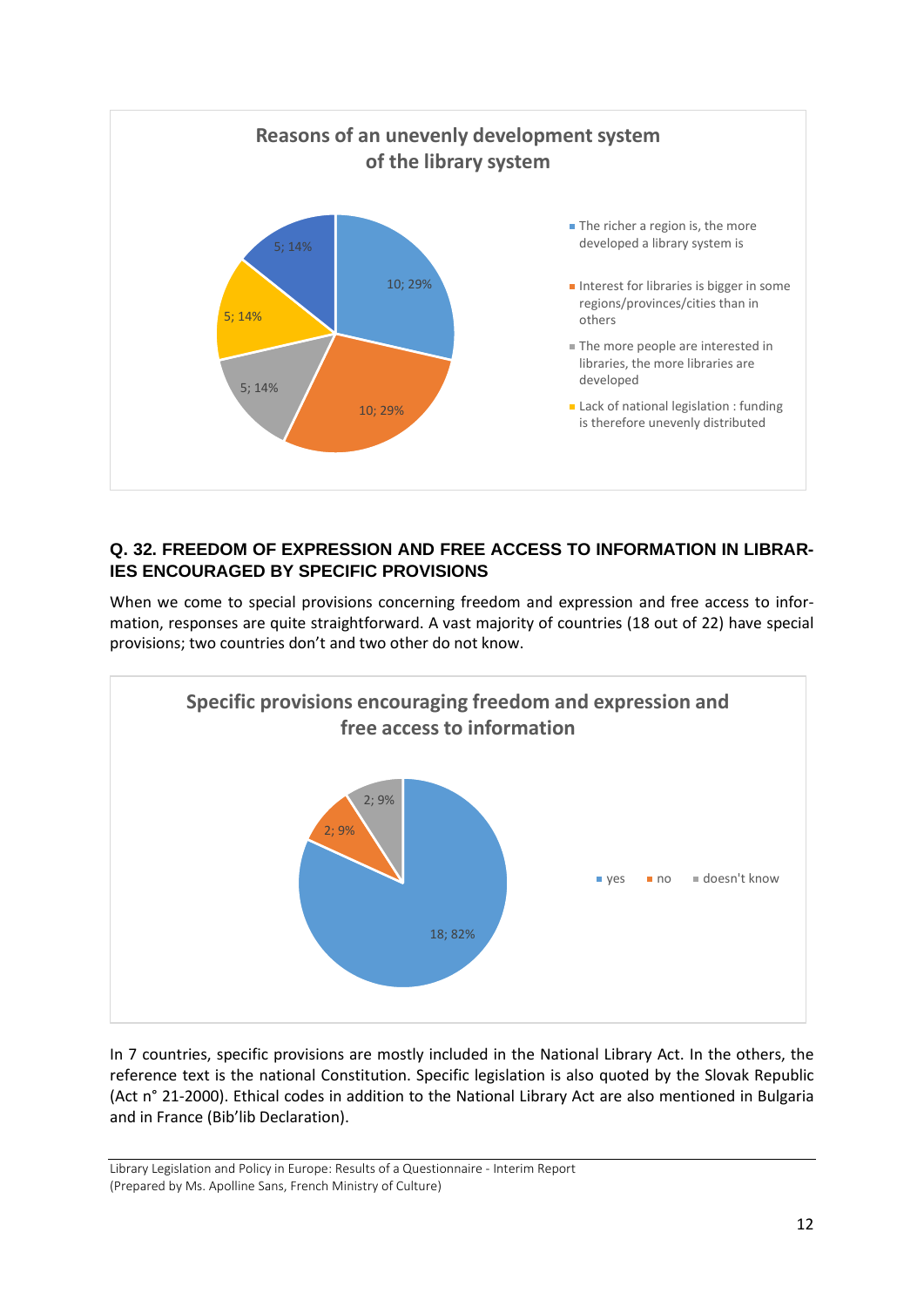**Reasons of an unevenly development system of the library system**

- The richer a region is, the more developed a library system is: 10; 29%
- Interest for libraries is bigger in some regions/provinces/cities than in others: 10; 29%
- The more people are interested in libraries, the more libraries are developed: 5; 14%
- Lack of national legislation : funding is therefore unevenly distributed: 5; 14%
- 5; 14%

## Q. 32. FREEDOM OF EXPRESSION AND FREE ACCESS TO INFORMATION IN LIBRARIES ENCOURAGED BY SPECIFIC PROVISIONS

When we come to special provisions concerning freedom and expression and free access to information, responses are quite straightforward. A vast majority of countries (18 out of 22) have special provisions; two countries don't and two other do not know.

**Specific provisions encouraging freedom and expression and free access to information**

- yes: 18; 82%
- no: 2; 9%
- doesn't know: 2; 9%

In 7 countries, specific provisions are mostly included in the National Library Act. In the others, the reference text is the national Constitution. Specific legislation is also quoted by the Slovak Republic (Act n° 21-2000). Ethical codes in addition to the National Library Act are also mentioned in Bulgaria and in France (Bib'lib Declaration).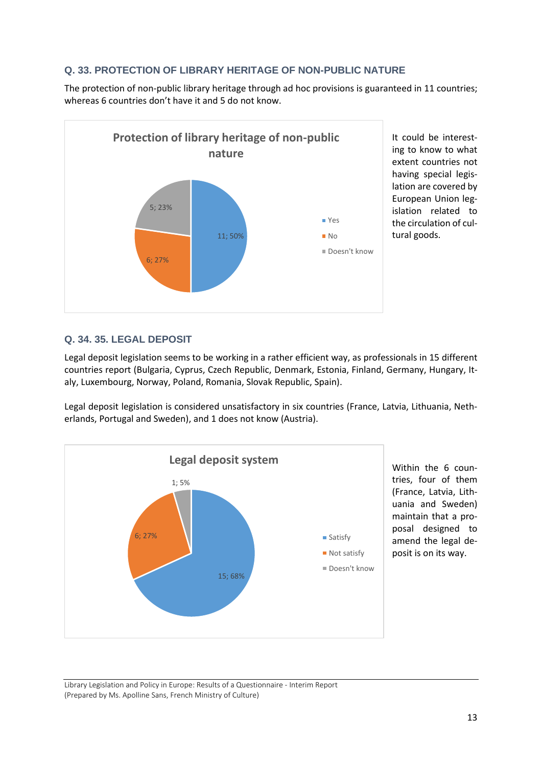### Q. 33. PROTECTION OF LIBRARY HERITAGE OF NON-PUBLIC NATURE

The protection of non-public library heritage through ad hoc provisions is guaranteed in 11 countries; whereas 6 countries don't have it and 5 do not know.

**Protection of library heritage of non-public nature**

| | Count | % |
|---|---|---|
| Yes | 11 | 50% |
| No | 6 | 27% |
| Doesn't know | 5 | 23% |

It could be interesting to know to what extent countries not having special legislation are covered by European Union legislation related to the circulation of cultural goods.

### Q. 34. 35. LEGAL DEPOSIT

Legal deposit legislation seems to be working in a rather efficient way, as professionals in 15 different countries report (Bulgaria, Cyprus, Czech Republic, Denmark, Estonia, Finland, Germany, Hungary, Italy, Luxembourg, Norway, Poland, Romania, Slovak Republic, Spain).

Legal deposit legislation is considered unsatisfactory in six countries (France, Latvia, Lithuania, Netherlands, Portugal and Sweden), and 1 does not know (Austria).

**Legal deposit system**

| | Count | % |
|---|---|---|
| Satisfy | 15 | 68% |
| Not satisfy | 6 | 27% |
| Doesn't know | 1 | 5% |

Within the 6 countries, four of them (France, Latvia, Lithuania and Sweden) maintain that a proposal designed to amend the legal deposit is on its way.

Library Legislation and Policy in Europe: Results of a Questionnaire - Interim Report
(Prepared by Ms. Apolline Sans, French Ministry of Culture)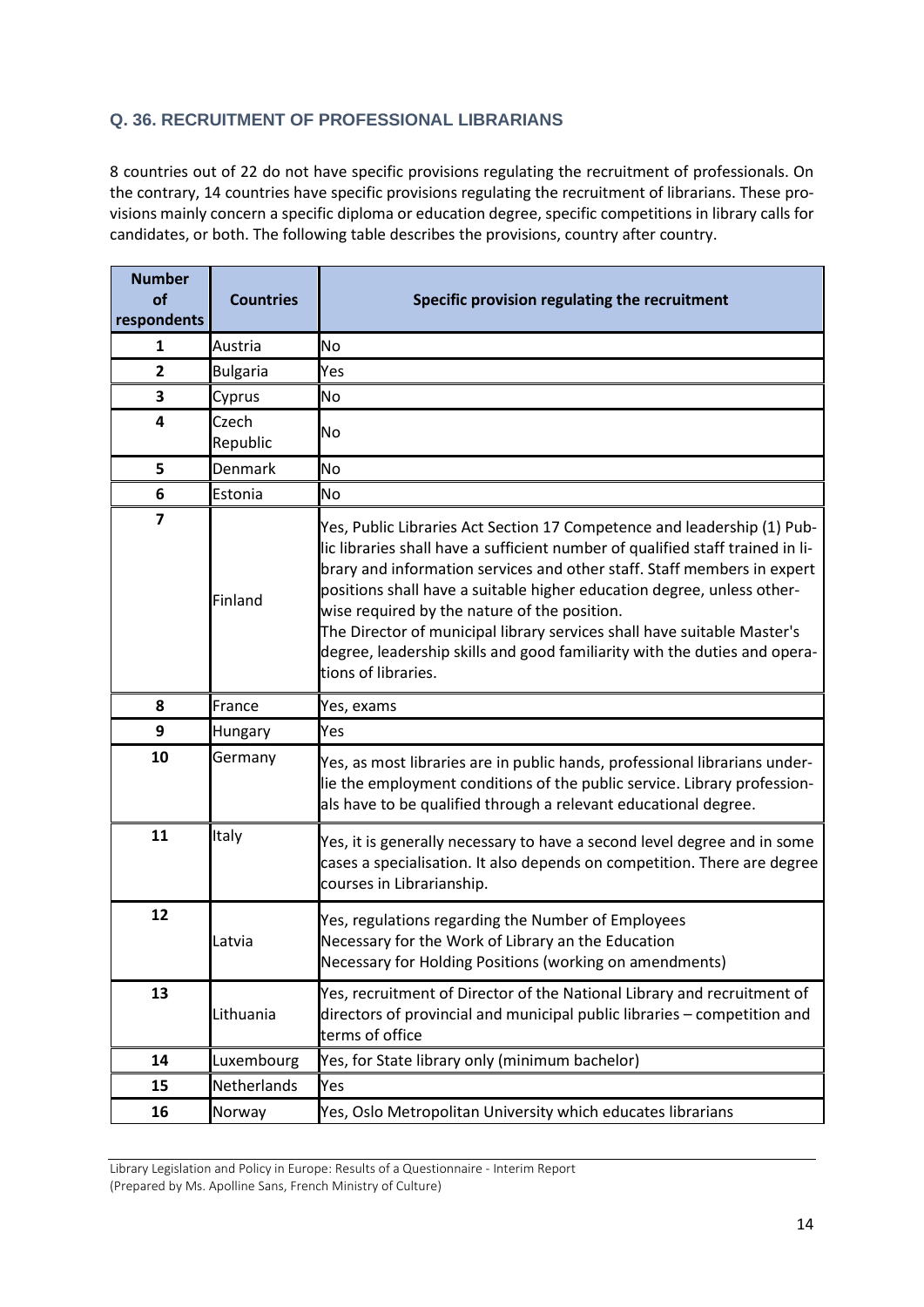### Q. 36. RECRUITMENT OF PROFESSIONAL LIBRARIANS

8 countries out of 22 do not have specific provisions regulating the recruitment of professionals. On the contrary, 14 countries have specific provisions regulating the recruitment of librarians. These provisions mainly concern a specific diploma or education degree, specific competitions in library calls for candidates, or both. The following table describes the provisions, country after country.

| Number of respondents | Countries | Specific provision regulating the recruitment |
|---|---|---|
| 1 | Austria | No |
| 2 | Bulgaria | Yes |
| 3 | Cyprus | No |
| 4 | Czech Republic | No |
| 5 | Denmark | No |
| 6 | Estonia | No |
| 7 | Finland | Yes, Public Libraries Act Section 17 Competence and leadership (1) Public libraries shall have a sufficient number of qualified staff trained in library and information services and other staff. Staff members in expert positions shall have a suitable higher education degree, unless otherwise required by the nature of the position.<br>The Director of municipal library services shall have suitable Master's degree, leadership skills and good familiarity with the duties and operations of libraries. |
| 8 | France | Yes, exams |
| 9 | Hungary | Yes |
| 10 | Germany | Yes, as most libraries are in public hands, professional librarians underlie the employment conditions of the public service. Library professionals have to be qualified through a relevant educational degree. |
| 11 | Italy | Yes, it is generally necessary to have a second level degree and in some cases a specialisation. It also depends on competition. There are degree courses in Librarianship. |
| 12 | Latvia | Yes, regulations regarding the Number of Employees Necessary for the Work of Library an the Education Necessary for Holding Positions (working on amendments) |
| 13 | Lithuania | Yes, recruitment of Director of the National Library and recruitment of directors of provincial and municipal public libraries – competition and terms of office |
| 14 | Luxembourg | Yes, for State library only (minimum bachelor) |
| 15 | Netherlands | Yes |
| 16 | Norway | Yes, Oslo Metropolitan University which educates librarians |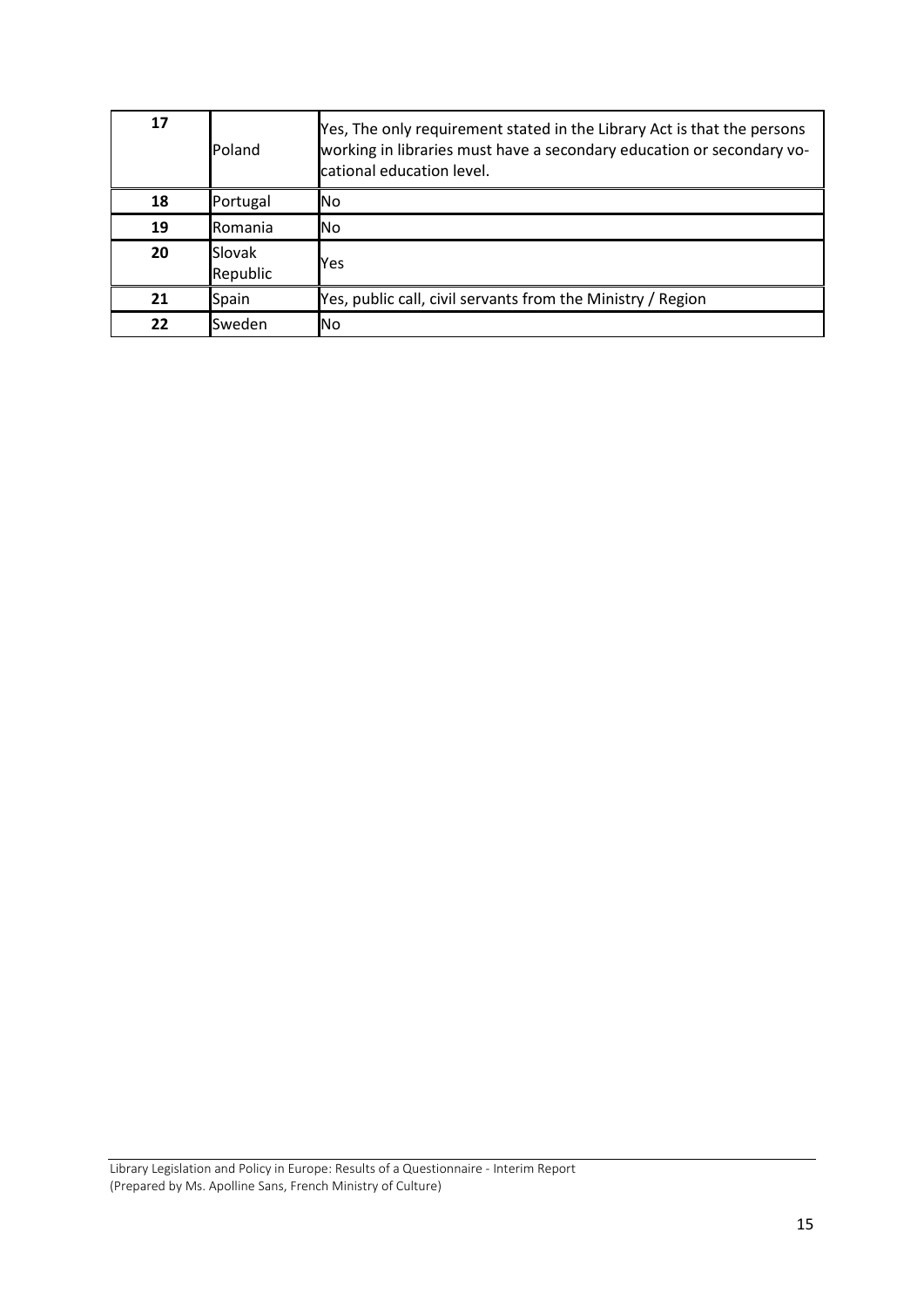| | | |
|---|---|---|
| 17 | Poland | Yes, The only requirement stated in the Library Act is that the persons working in libraries must have a secondary education or secondary vocational education level. |
| 18 | Portugal | No |
| 19 | Romania | No |
| 20 | Slovak Republic | Yes |
| 21 | Spain | Yes, public call, civil servants from the Ministry / Region |
| 22 | Sweden | No |